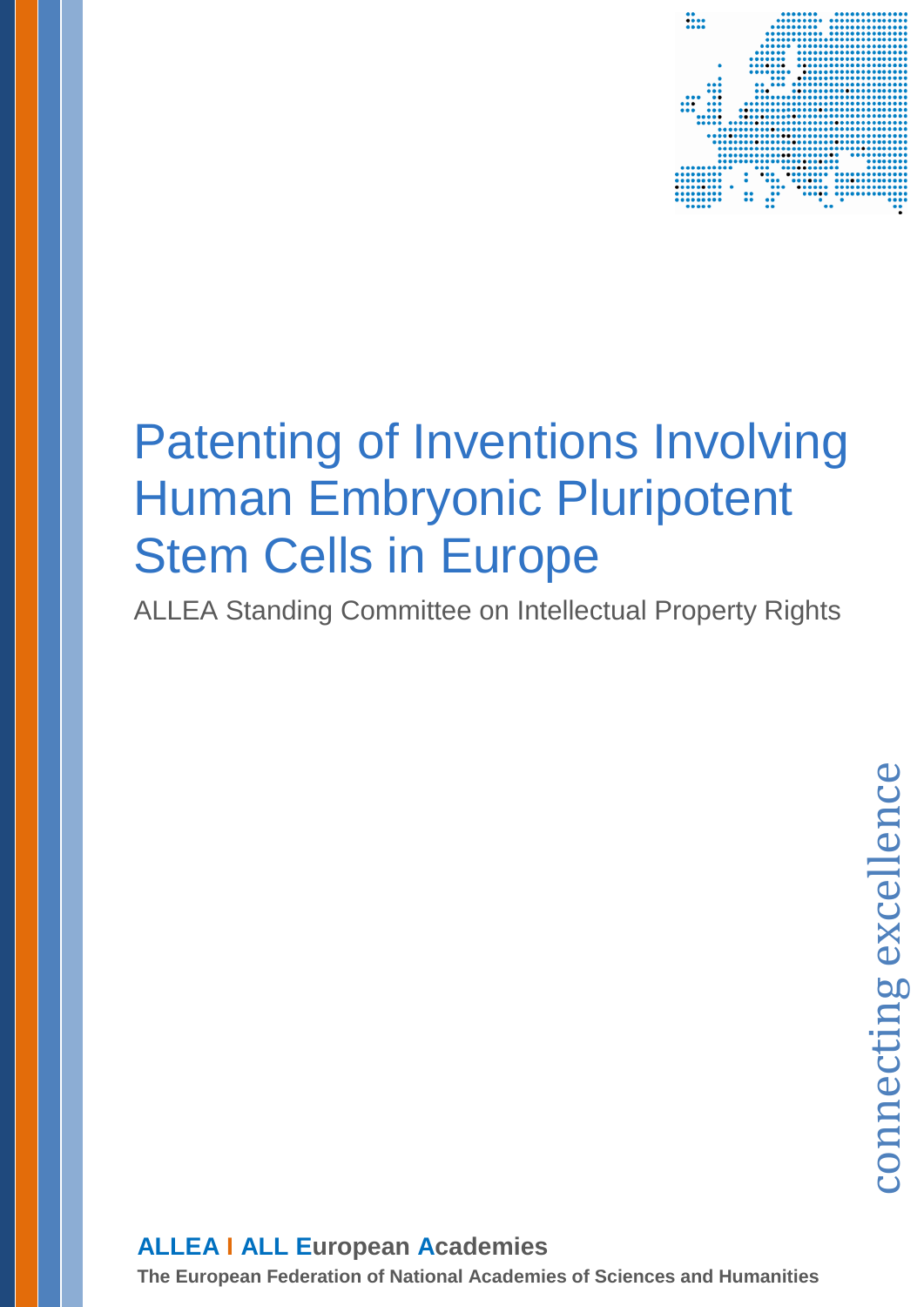# Patenting of Inventions Involving Human Embryonic Pluripotent Stem Cells in Europe

ALLEA Standing Committee on Intellectual Property Rights

connecting excellence

**ALLEA I ALL European Academies**

**The European Federation of National Academies of Sciences and Humanities**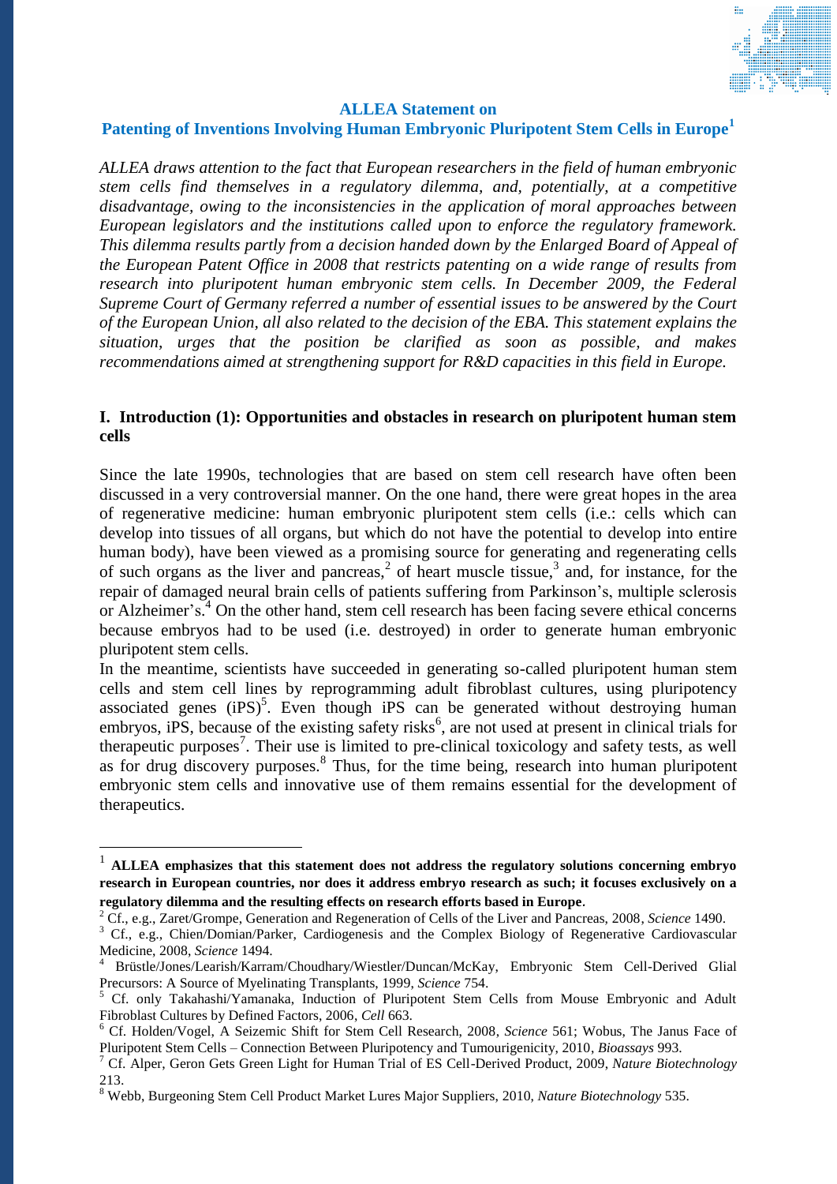## ALLEA Statement on Patenting of Inventions Involving Human Embryonic Pluripotent Stem Cells in Europe[1]

*ALLEA draws attention to the fact that European researchers in the field of human embryonic stem cells find themselves in a regulatory dilemma, and, potentially, at a competitive disadvantage, owing to the inconsistencies in the application of moral approaches between European legislators and the institutions called upon to enforce the regulatory framework. This dilemma results partly from a decision handed down by the Enlarged Board of Appeal of the European Patent Office in 2008 that restricts patenting on a wide range of results from research into pluripotent human embryonic stem cells. In December 2009, the Federal Supreme Court of Germany referred a number of essential issues to be answered by the Court of the European Union, all also related to the decision of the EBA. This statement explains the situation, urges that the position be clarified as soon as possible, and makes recommendations aimed at strengthening support for R&D capacities in this field in Europe.*

### I. Introduction (1): Opportunities and obstacles in research on pluripotent human stem cells

Since the late 1990s, technologies that are based on stem cell research have often been discussed in a very controversial manner. On the one hand, there were great hopes in the area of regenerative medicine: human embryonic pluripotent stem cells (i.e.: cells which can develop into tissues of all organs, but which do not have the potential to develop into entire human body), have been viewed as a promising source for generating and regenerating cells of such organs as the liver and pancreas,[2] of heart muscle tissue,[3] and, for instance, for the repair of damaged neural brain cells of patients suffering from Parkinson's, multiple sclerosis or Alzheimer's.[4] On the other hand, stem cell research has been facing severe ethical concerns because embryos had to be used (i.e. destroyed) in order to generate human embryonic pluripotent stem cells.

In the meantime, scientists have succeeded in generating so-called pluripotent human stem cells and stem cell lines by reprogramming adult fibroblast cultures, using pluripotency associated genes (iPS)[5]. Even though iPS can be generated without destroying human embryos, iPS, because of the existing safety risks[6], are not used at present in clinical trials for therapeutic purposes[7]. Their use is limited to pre-clinical toxicology and safety tests, as well as for drug discovery purposes.[8] Thus, for the time being, research into human pluripotent embryonic stem cells and innovative use of them remains essential for the development of therapeutics.

---

[1] **ALLEA emphasizes that this statement does not address the regulatory solutions concerning embryo research in European countries, nor does it address embryo research as such; it focuses exclusively on a regulatory dilemma and the resulting effects on research efforts based in Europe.**

[2] Cf., e.g., Zaret/Grompe, Generation and Regeneration of Cells of the Liver and Pancreas, 2008, *Science* 1490.

[3] Cf., e.g., Chien/Domian/Parker, Cardiogenesis and the Complex Biology of Regenerative Cardiovascular Medicine, 2008, *Science* 1494.

[4] Brüstle/Jones/Learish/Karram/Choudhary/Wiestler/Duncan/McKay, Embryonic Stem Cell-Derived Glial Precursors: A Source of Myelinating Transplants, 1999, *Science* 754.

[5] Cf. only Takahashi/Yamanaka, Induction of Pluripotent Stem Cells from Mouse Embryonic and Adult Fibroblast Cultures by Defined Factors, 2006, *Cell* 663.

[6] Cf. Holden/Vogel, A Seizemic Shift for Stem Cell Research, 2008, *Science* 561; Wobus, The Janus Face of Pluripotent Stem Cells – Connection Between Pluripotency and Tumourigenicity, 2010, *Bioassays* 993.

[7] Cf. Alper, Geron Gets Green Light for Human Trial of ES Cell-Derived Product, 2009, *Nature Biotechnology* 213.

[8] Webb, Burgeoning Stem Cell Product Market Lures Major Suppliers, 2010, *Nature Biotechnology* 535.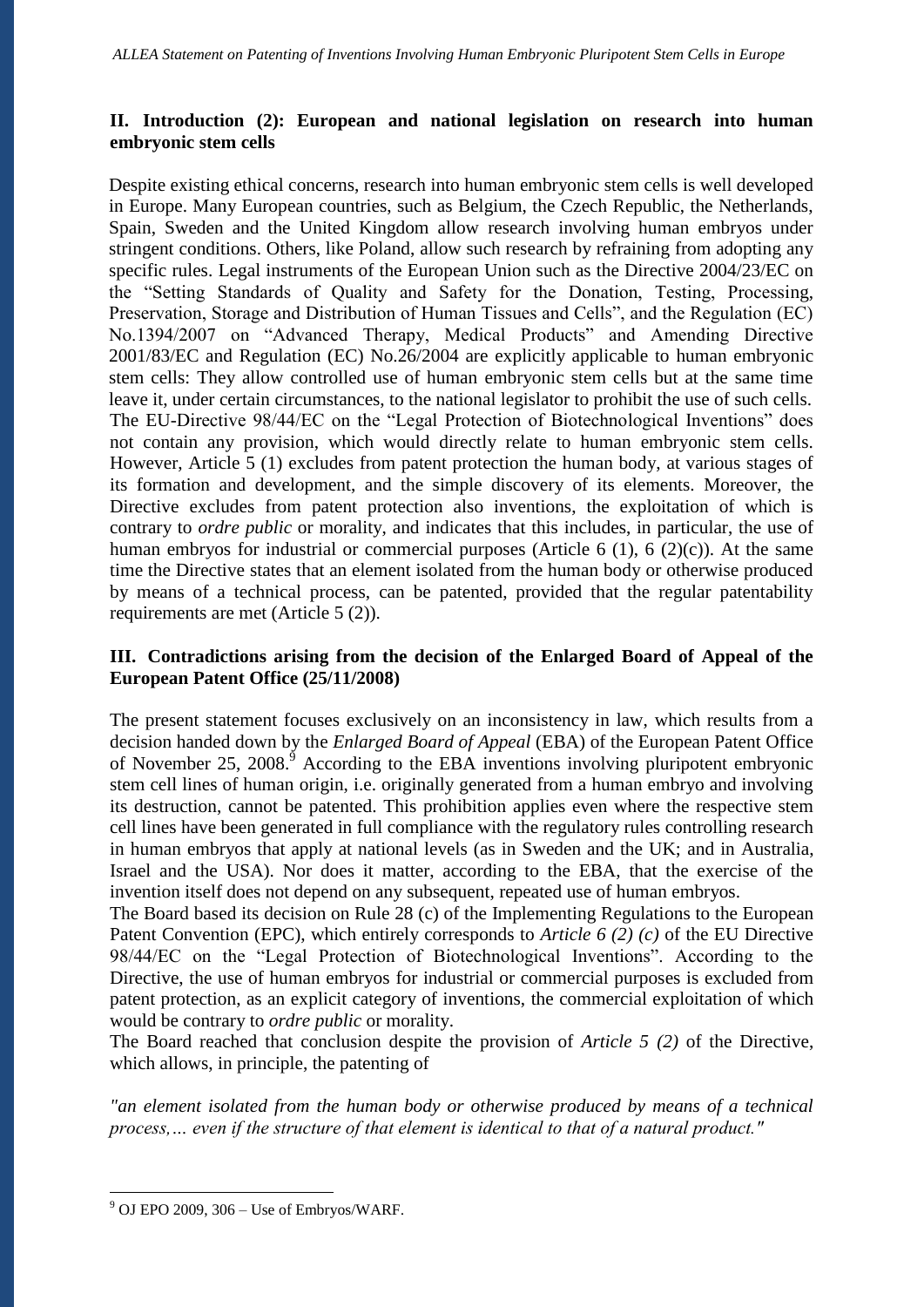## II. Introduction (2): European and national legislation on research into human embryonic stem cells

Despite existing ethical concerns, research into human embryonic stem cells is well developed in Europe. Many European countries, such as Belgium, the Czech Republic, the Netherlands, Spain, Sweden and the United Kingdom allow research involving human embryos under stringent conditions. Others, like Poland, allow such research by refraining from adopting any specific rules. Legal instruments of the European Union such as the Directive 2004/23/EC on the "Setting Standards of Quality and Safety for the Donation, Testing, Processing, Preservation, Storage and Distribution of Human Tissues and Cells", and the Regulation (EC) No.1394/2007 on "Advanced Therapy, Medical Products" and Amending Directive 2001/83/EC and Regulation (EC) No.26/2004 are explicitly applicable to human embryonic stem cells: They allow controlled use of human embryonic stem cells but at the same time leave it, under certain circumstances, to the national legislator to prohibit the use of such cells. The EU-Directive 98/44/EC on the "Legal Protection of Biotechnological Inventions" does not contain any provision, which would directly relate to human embryonic stem cells. However, Article 5 (1) excludes from patent protection the human body, at various stages of its formation and development, and the simple discovery of its elements. Moreover, the Directive excludes from patent protection also inventions, the exploitation of which is contrary to *ordre public* or morality, and indicates that this includes, in particular, the use of human embryos for industrial or commercial purposes (Article 6 (1), 6 (2)(c)). At the same time the Directive states that an element isolated from the human body or otherwise produced by means of a technical process, can be patented, provided that the regular patentability requirements are met (Article 5 (2)).

## III. Contradictions arising from the decision of the Enlarged Board of Appeal of the European Patent Office (25/11/2008)

The present statement focuses exclusively on an inconsistency in law, which results from a decision handed down by the *Enlarged Board of Appeal* (EBA) of the European Patent Office of November 25, 2008.[9] According to the EBA inventions involving pluripotent embryonic stem cell lines of human origin, i.e. originally generated from a human embryo and involving its destruction, cannot be patented. This prohibition applies even where the respective stem cell lines have been generated in full compliance with the regulatory rules controlling research in human embryos that apply at national levels (as in Sweden and the UK; and in Australia, Israel and the USA). Nor does it matter, according to the EBA, that the exercise of the invention itself does not depend on any subsequent, repeated use of human embryos.

The Board based its decision on Rule 28 (c) of the Implementing Regulations to the European Patent Convention (EPC), which entirely corresponds to *Article 6 (2) (c)* of the EU Directive 98/44/EC on the "Legal Protection of Biotechnological Inventions". According to the Directive, the use of human embryos for industrial or commercial purposes is excluded from patent protection, as an explicit category of inventions, the commercial exploitation of which would be contrary to *ordre public* or morality.

The Board reached that conclusion despite the provision of *Article 5 (2)* of the Directive, which allows, in principle, the patenting of

*"an element isolated from the human body or otherwise produced by means of a technical process,… even if the structure of that element is identical to that of a natural product."*

---

[9] OJ EPO 2009, 306 – Use of Embryos/WARF.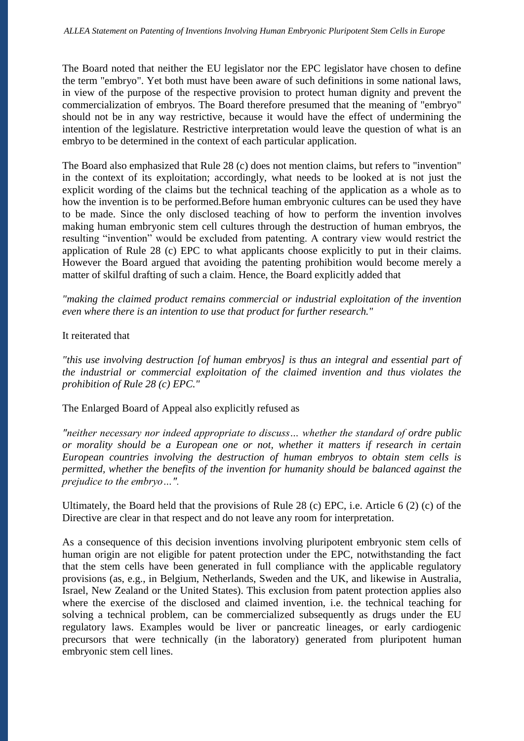The Board noted that neither the EU legislator nor the EPC legislator have chosen to define the term "embryo". Yet both must have been aware of such definitions in some national laws, in view of the purpose of the respective provision to protect human dignity and prevent the commercialization of embryos. The Board therefore presumed that the meaning of "embryo" should not be in any way restrictive, because it would have the effect of undermining the intention of the legislature. Restrictive interpretation would leave the question of what is an embryo to be determined in the context of each particular application.

The Board also emphasized that Rule 28 (c) does not mention claims, but refers to "invention" in the context of its exploitation; accordingly, what needs to be looked at is not just the explicit wording of the claims but the technical teaching of the application as a whole as to how the invention is to be performed.Before human embryonic cultures can be used they have to be made. Since the only disclosed teaching of how to perform the invention involves making human embryonic stem cell cultures through the destruction of human embryos, the resulting "invention" would be excluded from patenting. A contrary view would restrict the application of Rule 28 (c) EPC to what applicants choose explicitly to put in their claims. However the Board argued that avoiding the patenting prohibition would become merely a matter of skilful drafting of such a claim. Hence, the Board explicitly added that

*"making the claimed product remains commercial or industrial exploitation of the invention even where there is an intention to use that product for further research."*

It reiterated that

*"this use involving destruction [of human embryos] is thus an integral and essential part of the industrial or commercial exploitation of the claimed invention and thus violates the prohibition of Rule 28 (c) EPC."*

The Enlarged Board of Appeal also explicitly refused as

*"neither necessary nor indeed appropriate to discuss… whether the standard of ordre public or morality should be a European one or not, whether it matters if research in certain European countries involving the destruction of human embryos to obtain stem cells is permitted, whether the benefits of the invention for humanity should be balanced against the prejudice to the embryo…".*

Ultimately, the Board held that the provisions of Rule 28 (c) EPC, i.e. Article 6 (2) (c) of the Directive are clear in that respect and do not leave any room for interpretation.

As a consequence of this decision inventions involving pluripotent embryonic stem cells of human origin are not eligible for patent protection under the EPC, notwithstanding the fact that the stem cells have been generated in full compliance with the applicable regulatory provisions (as, e.g., in Belgium, Netherlands, Sweden and the UK, and likewise in Australia, Israel, New Zealand or the United States). This exclusion from patent protection applies also where the exercise of the disclosed and claimed invention, i.e. the technical teaching for solving a technical problem, can be commercialized subsequently as drugs under the EU regulatory laws. Examples would be liver or pancreatic lineages, or early cardiogenic precursors that were technically (in the laboratory) generated from pluripotent human embryonic stem cell lines.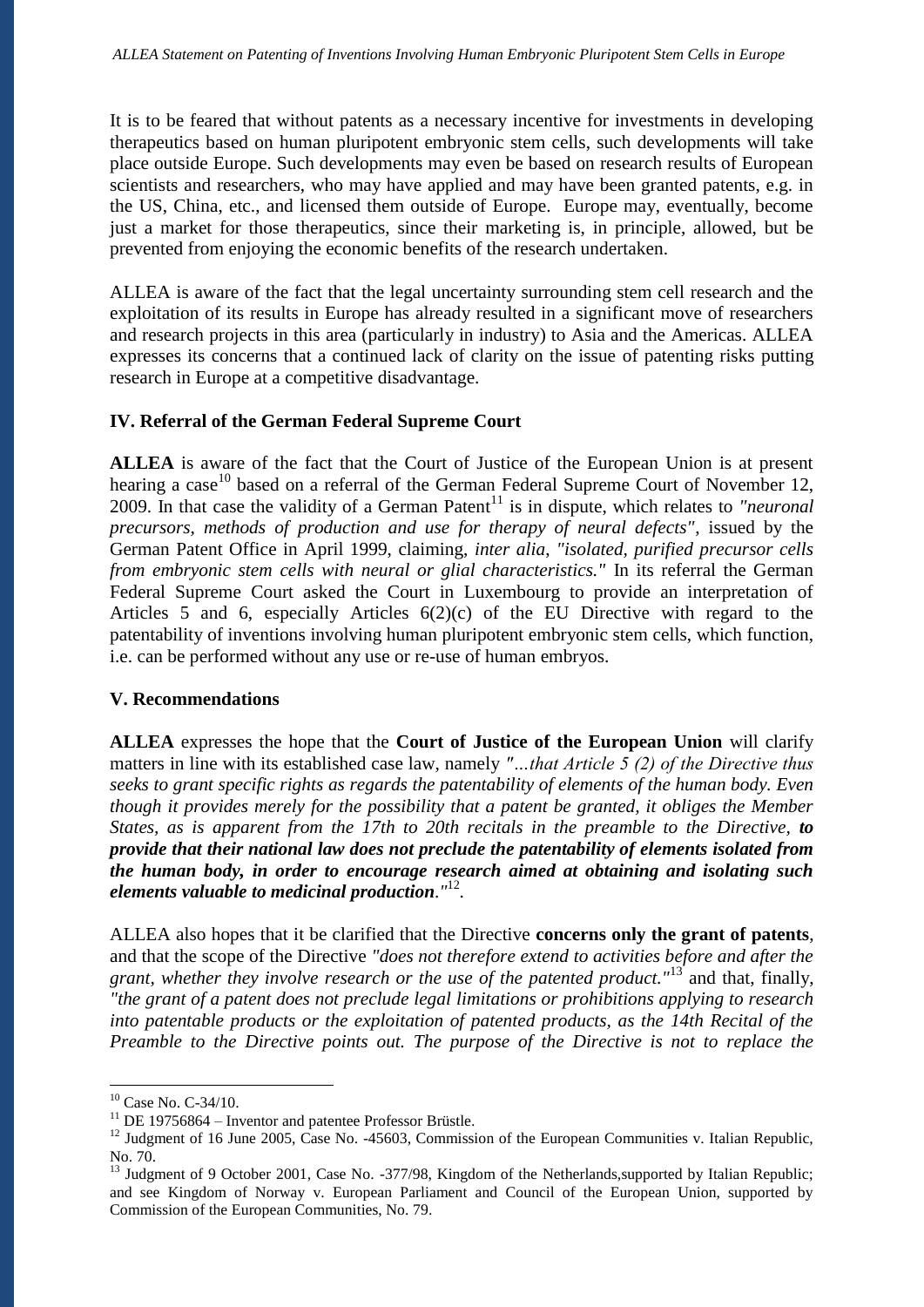It is to be feared that without patents as a necessary incentive for investments in developing therapeutics based on human pluripotent embryonic stem cells, such developments will take place outside Europe. Such developments may even be based on research results of European scientists and researchers, who may have applied and may have been granted patents, e.g. in the US, China, etc., and licensed them outside of Europe. Europe may, eventually, become just a market for those therapeutics, since their marketing is, in principle, allowed, but be prevented from enjoying the economic benefits of the research undertaken.

ALLEA is aware of the fact that the legal uncertainty surrounding stem cell research and the exploitation of its results in Europe has already resulted in a significant move of researchers and research projects in this area (particularly in industry) to Asia and the Americas. ALLEA expresses its concerns that a continued lack of clarity on the issue of patenting risks putting research in Europe at a competitive disadvantage.

## IV. Referral of the German Federal Supreme Court

**ALLEA** is aware of the fact that the Court of Justice of the European Union is at present hearing a case[10] based on a referral of the German Federal Supreme Court of November 12, 2009. In that case the validity of a German Patent[11] is in dispute, which relates to *"neuronal precursors, methods of production and use for therapy of neural defects"*, issued by the German Patent Office in April 1999, claiming, *inter alia, "isolated, purified precursor cells from embryonic stem cells with neural or glial characteristics."* In its referral the German Federal Supreme Court asked the Court in Luxembourg to provide an interpretation of Articles 5 and 6, especially Articles 6(2)(c) of the EU Directive with regard to the patentability of inventions involving human pluripotent embryonic stem cells, which function, i.e. can be performed without any use or re-use of human embryos.

## V. Recommendations

**ALLEA** expresses the hope that the **Court of Justice of the European Union** will clarify matters in line with its established case law, namely *"…that Article 5 (2) of the Directive thus seeks to grant specific rights as regards the patentability of elements of the human body. Even though it provides merely for the possibility that a patent be granted, it obliges the Member States, as is apparent from the 17th to 20th recitals in the preamble to the Directive,* ***to provide that their national law does not preclude the patentability of elements isolated from the human body, in order to encourage research aimed at obtaining and isolating such elements valuable to medicinal production****."*[12].

ALLEA also hopes that it be clarified that the Directive **concerns only the grant of patents**, and that the scope of the Directive *"does not therefore extend to activities before and after the grant, whether they involve research or the use of the patented product."*[13] and that, finally, *"the grant of a patent does not preclude legal limitations or prohibitions applying to research into patentable products or the exploitation of patented products, as the 14th Recital of the Preamble to the Directive points out. The purpose of the Directive is not to replace the*

---

[10] Case No. C-34/10.

[11] DE 19756864 – Inventor and patentee Professor Brüstle.

[12] Judgment of 16 June 2005, Case No. -45603, Commission of the European Communities v. Italian Republic, No. 70.

[13] Judgment of 9 October 2001, Case No. -377/98, Kingdom of the Netherlands,supported by Italian Republic; and see Kingdom of Norway v. European Parliament and Council of the European Union, supported by Commission of the European Communities, No. 79.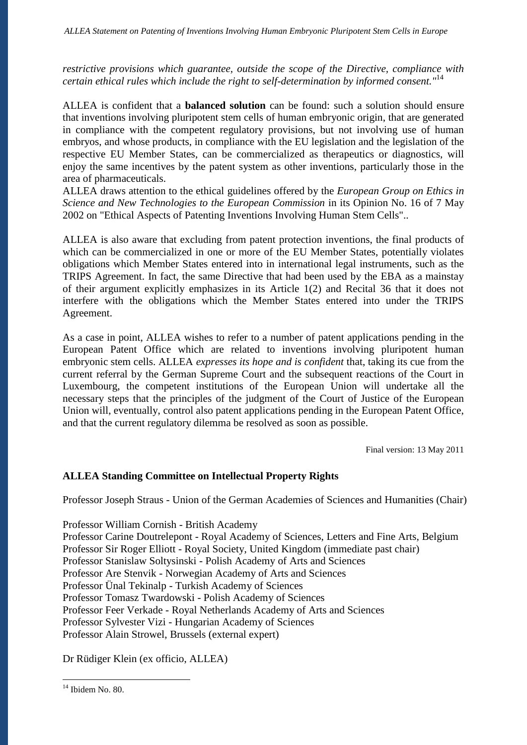*restrictive provisions which guarantee, outside the scope of the Directive, compliance with certain ethical rules which include the right to self-determination by informed consent."*[14]

ALLEA is confident that a **balanced solution** can be found: such a solution should ensure that inventions involving pluripotent stem cells of human embryonic origin, that are generated in compliance with the competent regulatory provisions, but not involving use of human embryos, and whose products, in compliance with the EU legislation and the legislation of the respective EU Member States, can be commercialized as therapeutics or diagnostics, will enjoy the same incentives by the patent system as other inventions, particularly those in the area of pharmaceuticals.
ALLEA draws attention to the ethical guidelines offered by the *European Group on Ethics in Science and New Technologies to the European Commission* in its Opinion No. 16 of 7 May 2002 on "Ethical Aspects of Patenting Inventions Involving Human Stem Cells"..

ALLEA is also aware that excluding from patent protection inventions, the final products of which can be commercialized in one or more of the EU Member States, potentially violates obligations which Member States entered into in international legal instruments, such as the TRIPS Agreement. In fact, the same Directive that had been used by the EBA as a mainstay of their argument explicitly emphasizes in its Article 1(2) and Recital 36 that it does not interfere with the obligations which the Member States entered into under the TRIPS Agreement.

As a case in point, ALLEA wishes to refer to a number of patent applications pending in the European Patent Office which are related to inventions involving pluripotent human embryonic stem cells. ALLEA *expresses its hope and is confident* that, taking its cue from the current referral by the German Supreme Court and the subsequent reactions of the Court in Luxembourg, the competent institutions of the European Union will undertake all the necessary steps that the principles of the judgment of the Court of Justice of the European Union will, eventually, control also patent applications pending in the European Patent Office, and that the current regulatory dilemma be resolved as soon as possible.

Final version: 13 May 2011

**ALLEA Standing Committee on Intellectual Property Rights**

Professor Joseph Straus - Union of the German Academies of Sciences and Humanities (Chair)

Professor William Cornish - British Academy
Professor Carine Doutrelepont - Royal Academy of Sciences, Letters and Fine Arts, Belgium
Professor Sir Roger Elliott - Royal Society, United Kingdom (immediate past chair)
Professor Stanislaw Soltysinski - Polish Academy of Arts and Sciences
Professor Are Stenvik - Norwegian Academy of Arts and Sciences
Professor Ünal Tekinalp - Turkish Academy of Sciences
Professor Tomasz Twardowski - Polish Academy of Sciences
Professor Feer Verkade - Royal Netherlands Academy of Arts and Sciences
Professor Sylvester Vizi - Hungarian Academy of Sciences
Professor Alain Strowel, Brussels (external expert)

Dr Rüdiger Klein (ex officio, ALLEA)

[14] Ibidem No. 80.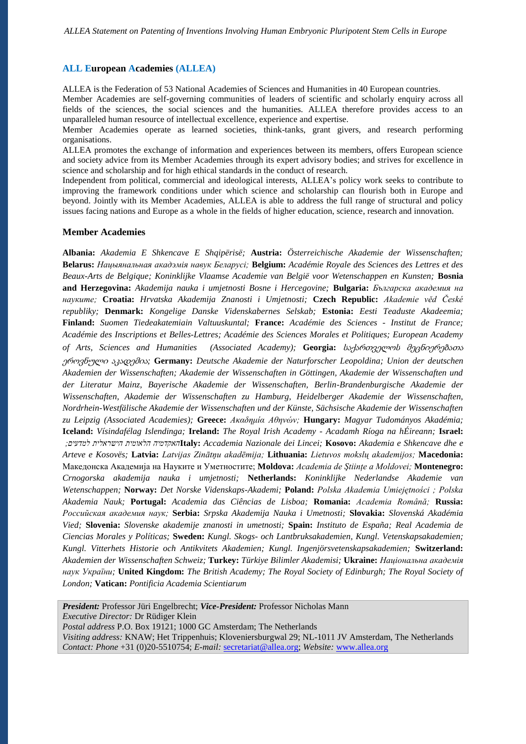## ALL European Academies (ALLEA)

ALLEA is the Federation of 53 National Academies of Sciences and Humanities in 40 European countries.

Member Academies are self-governing communities of leaders of scientific and scholarly enquiry across all fields of the sciences, the social sciences and the humanities. ALLEA therefore provides access to an unparalleled human resource of intellectual excellence, experience and expertise.

Member Academies operate as learned societies, think-tanks, grant givers, and research performing organisations.

ALLEA promotes the exchange of information and experiences between its members, offers European science and society advice from its Member Academies through its expert advisory bodies; and strives for excellence in science and scholarship and for high ethical standards in the conduct of research.

Independent from political, commercial and ideological interests, ALLEA's policy work seeks to contribute to improving the framework conditions under which science and scholarship can flourish both in Europe and beyond. Jointly with its Member Academies, ALLEA is able to address the full range of structural and policy issues facing nations and Europe as a whole in the fields of higher education, science, research and innovation.

## Member Academies

**Albania:** *Akademia E Shkencave E Shqipërisë;* **Austria:** *Österreichische Akademie der Wissenschaften;* **Belarus:** *Нацыянальная акадэмія навук Беларусі;* **Belgium:** *Académie Royale des Sciences des Lettres et des Beaux-Arts de Belgique; Koninklijke Vlaamse Academie van België voor Wetenschappen en Kunsten;* **Bosnia and Herzegovina:** *Akademija nauka i umjetnosti Bosne i Hercegovine;* **Bulgaria:** *Българска академия на науките;* **Croatia:** *Hrvatska Akademija Znanosti i Umjetnosti;* **Czech Republic:** *Akademie věd České republiky;* **Denmark:** *Kongelige Danske Videnskabernes Selskab;* **Estonia:** *Eesti Teaduste Akadeemia;* **Finland:** *Suomen Tiedeakatemiain Valtuuskunta;* **France:** *Académie des Sciences - Institut de France; Académie des Inscriptions et Belles-Lettres; Académie des Sciences Morales et Politiques; European Academy of Arts, Sciences and Humanities (Associated Academy);* **Georgia:** *საქართველოს მეცნიერებათა ეროვნული აკადემია;* **Germany:** *Deutsche Akademie der Naturforscher Leopoldina; Union der deutschen Akademien der Wissenschaften; Akademie der Wissenschaften in Göttingen, Akademie der Wissenschaften und der Literatur Mainz, Bayerische Akademie der Wissenschaften, Berlin-Brandenburgische Akademie der Wissenschaften, Akademie der Wissenschaften zu Hamburg, Heidelberger Akademie der Wissenschaften, Nordrhein-Westfälische Akademie der Wissenschaften und der Künste, Sächsische Akademie der Wissenschaften zu Leipzig (Associated Academies);* **Greece:** *Ακαδημία Αθηνών;* **Hungary:** *Magyar Tudományos Akadémia;* **Iceland:** *Vísindafélag Islendinga;* **Ireland:** *The Royal Irish Academy - Acadamh Ríoga na hÉireann;* **Israel:** *האקדמיה הלאומית הישראלית למדעים;* **Italy:** *Accademia Nazionale dei Lincei;* **Kosovo:** *Akademia e Shkencave dhe e Arteve e Kosovës;* **Latvia:** *Latvijas Zinātņu akadēmija;* **Lithuania:** *Lietuvos mokslų akademijos;* **Macedonia:** Македонска Академија на Науките и Уметностите; **Moldova:** *Academia de Ştiinţe a Moldovei;* **Montenegro:** *Crnogorska akademija nauka i umjetnosti;* **Netherlands:** *Koninklijke Nederlandse Akademie van Wetenschappen;* **Norway:** *Det Norske Videnskaps-Akademi;* **Poland:** *Polska Akademia Umiejętności ; Polska Akademia Nauk;* **Portugal:** *Academia das Ciências de Lisboa;* **Romania:** *Academia Română;* **Russia:** *Российская академия наук;* **Serbia:** *Srpska Akademija Nauka i Umetnosti;* **Slovakia:** *Slovenská Akadémia Vied;* **Slovenia:** *Slovenske akademije znanosti in umetnosti;* **Spain:** *Instituto de España; Real Academia de Ciencias Morales y Políticas;* **Sweden:** *Kungl. Skogs- och Lantbruksakademien, Kungl. Vetenskapsakademien; Kungl. Vitterhets Historie och Antikvitets Akademien; Kungl. Ingenjörsvetenskapsakademien;* **Switzerland:** *Akademien der Wissenschaften Schweiz;* **Turkey:** *Türkiye Bilimler Akademisi;* **Ukraine:** *Національна академія наук України;* **United Kingdom:** *The British Academy; The Royal Society of Edinburgh; The Royal Society of London;* **Vatican:** *Pontificia Academia Scientiarum*

***President:*** Professor Jüri Engelbrecht; ***Vice-President:*** Professor Nicholas Mann
*Executive Director:* Dr Rüdiger Klein
*Postal address* P.O. Box 19121; 1000 GC Amsterdam; The Netherlands
*Visiting address:* KNAW; Het Trippenhuis; Kloveniersburgwal 29; NL-1011 JV Amsterdam, The Netherlands
*Contact: Phone* +31 (0)20-5510754; *E-mail:* secretariat@allea.org; *Website:* www.allea.org